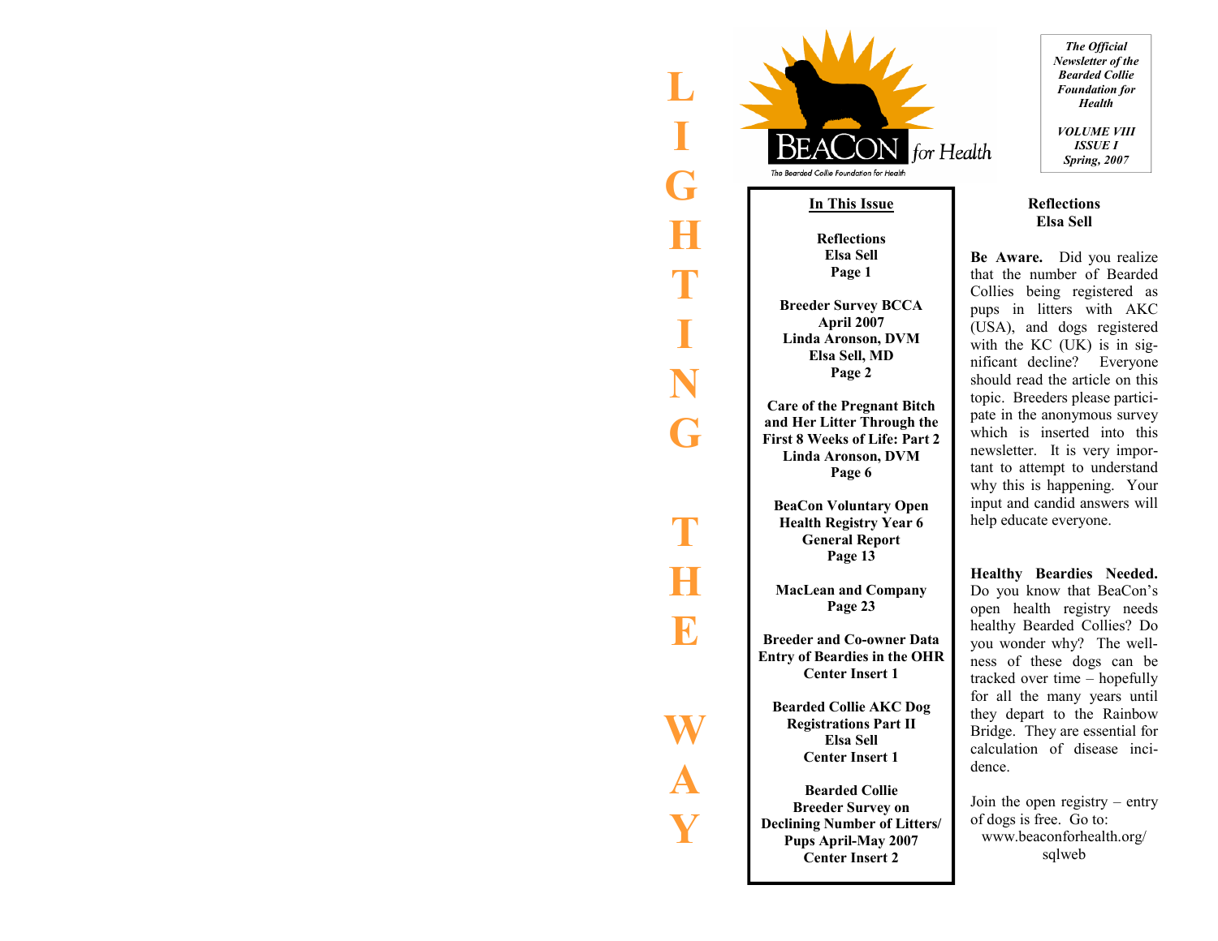# LIGHTING THE WAY

**BeaCon for Health**

*The Bearded Collie Foundation for Health*

*The Official Newsletter of the Bearded Collie Foundation for Health*

*VOLUME VIII*
*ISSUE I*
*Spring, 2007*

## In This Issue

**Reflections**
**Elsa Sell**
**Page 1**

**Breeder Survey BCCA**
**April 2007**
**Linda Aronson, DVM**
**Elsa Sell, MD**
**Page 2**

**Care of the Pregnant Bitch and Her Litter Through the First 8 Weeks of Life: Part 2**
**Linda Aronson, DVM**
**Page 6**

**BeaCon Voluntary Open Health Registry Year 6 General Report**
**Page 13**

**MacLean and Company**
**Page 23**

**Breeder and Co-owner Data Entry of Beardies in the OHR**
**Center Insert 1**

**Bearded Collie AKC Dog Registrations Part II**
**Elsa Sell**
**Center Insert 1**

**Bearded Collie Breeder Survey on Declining Number of Litters/ Pups April-May 2007**
**Center Insert 2**

## Reflections
**Elsa Sell**

**Be Aware.** Did you realize that the number of Bearded Collies being registered as pups in litters with AKC (USA), and dogs registered with the KC (UK) is in significant decline? Everyone should read the article on this topic. Breeders please participate in the anonymous survey which is inserted into this newsletter. It is very important to attempt to understand why this is happening. Your input and candid answers will help educate everyone.

**Healthy Beardies Needed.** Do you know that BeaCon's open health registry needs healthy Bearded Collies? Do you wonder why? The wellness of these dogs can be tracked over time – hopefully for all the many years until they depart to the Rainbow Bridge. They are essential for calculation of disease incidence.

Join the open registry – entry of dogs is free. Go to: www.beaconforhealth.org/sqlweb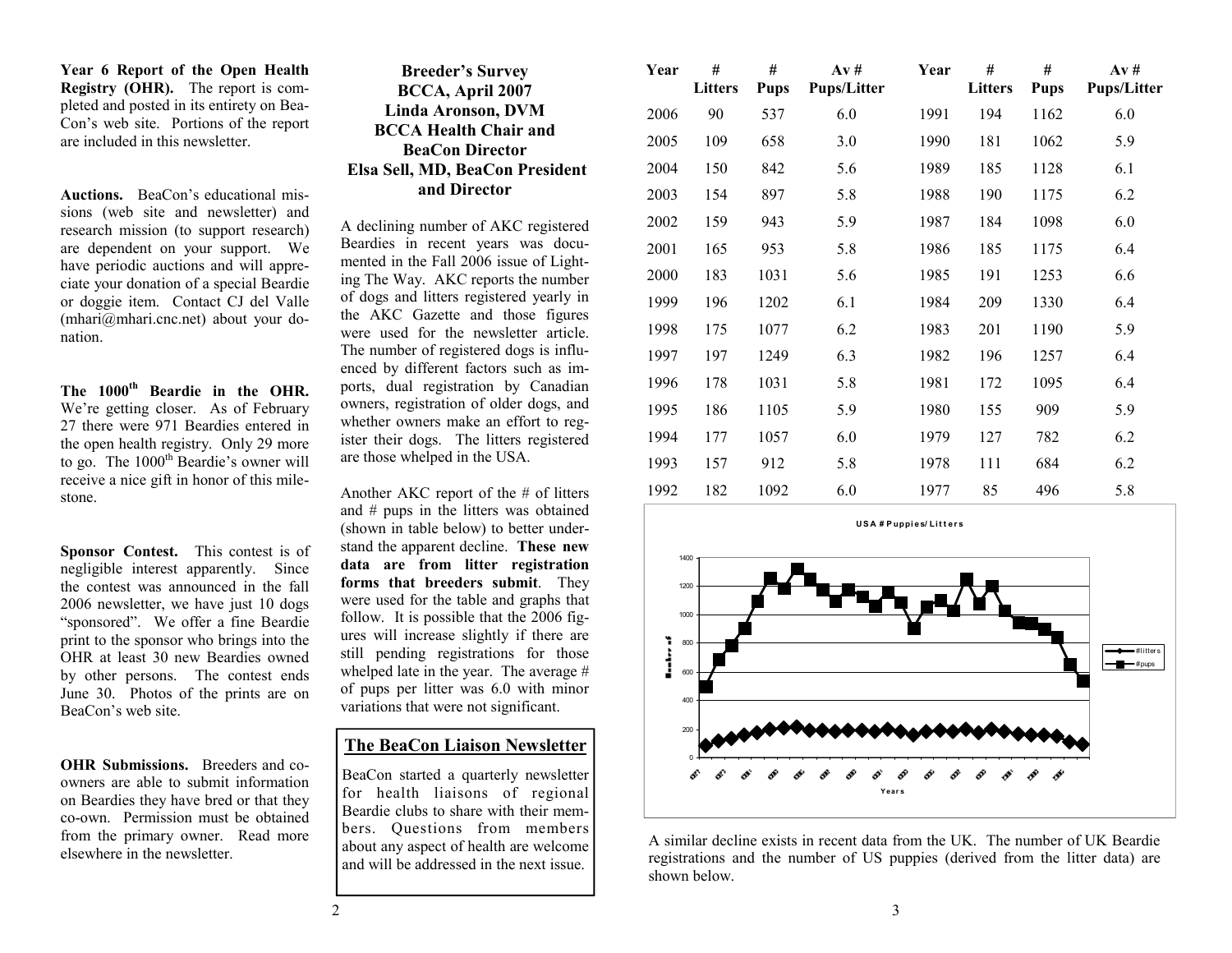**Year 6 Report of the Open Health Registry (OHR).** The report is completed and posted in its entirety on BeaCon's web site. Portions of the report are included in this newsletter.

**Auctions.** BeaCon's educational missions (web site and newsletter) and research mission (to support research) are dependent on your support. We have periodic auctions and will appreciate your donation of a special Beardie or doggie item. Contact CJ del Valle (mhari@mhari.cnc.net) about your donation.

**The 1000th Beardie in the OHR.** We're getting closer. As of February 27 there were 971 Beardies entered in the open health registry. Only 29 more to go. The 1000th Beardie's owner will receive a nice gift in honor of this milestone.

**Sponsor Contest.** This contest is of negligible interest apparently. Since the contest was announced in the fall 2006 newsletter, we have just 10 dogs "sponsored". We offer a fine Beardie print to the sponsor who brings into the OHR at least 30 new Beardies owned by other persons. The contest ends June 30. Photos of the prints are on BeaCon's web site.

**OHR Submissions.** Breeders and co-owners are able to submit information on Beardies they have bred or that they co-own. Permission must be obtained from the primary owner. Read more elsewhere in the newsletter.

## Breeder's Survey
### BCCA, April 2007
### Linda Aronson, DVM
### BCCA Health Chair and BeaCon Director
### Elsa Sell, MD, BeaCon President and Director

A declining number of AKC registered Beardies in recent years was documented in the Fall 2006 issue of Lighting The Way. AKC reports the number of dogs and litters registered yearly in the AKC Gazette and those figures were used for the newsletter article. The number of registered dogs is influenced by different factors such as imports, dual registration by Canadian owners, registration of older dogs, and whether owners make an effort to register their dogs. The litters registered are those whelped in the USA.

Another AKC report of the # of litters and # pups in the litters was obtained (shown in table below) to better understand the apparent decline. **These new data are from litter registration forms that breeders submit**. They were used for the table and graphs that follow. It is possible that the 2006 figures will increase slightly if there are still pending registrations for those whelped late in the year. The average # of pups per litter was 6.0 with minor variations that were not significant.

### The BeaCon Liaison Newsletter

BeaCon started a quarterly newsletter for health liaisons of regional Beardie clubs to share with their members. Questions from members about any aspect of health are welcome and will be addressed in the next issue.

| Year | # Litters | # Pups | Av # Pups/Litter | Year | # Litters | # Pups | Av # Pups/Litter |
|---|---|---|---|---|---|---|---|
| 2006 | 90 | 537 | 6.0 | 1991 | 194 | 1162 | 6.0 |
| 2005 | 109 | 658 | 3.0 | 1990 | 181 | 1062 | 5.9 |
| 2004 | 150 | 842 | 5.6 | 1989 | 185 | 1128 | 6.1 |
| 2003 | 154 | 897 | 5.8 | 1988 | 190 | 1175 | 6.2 |
| 2002 | 159 | 943 | 5.9 | 1987 | 184 | 1098 | 6.0 |
| 2001 | 165 | 953 | 5.8 | 1986 | 185 | 1175 | 6.4 |
| 2000 | 183 | 1031 | 5.6 | 1985 | 191 | 1253 | 6.6 |
| 1999 | 196 | 1202 | 6.1 | 1984 | 209 | 1330 | 6.4 |
| 1998 | 175 | 1077 | 6.2 | 1983 | 201 | 1190 | 5.9 |
| 1997 | 197 | 1249 | 6.3 | 1982 | 196 | 1257 | 6.4 |
| 1996 | 178 | 1031 | 5.8 | 1981 | 172 | 1095 | 6.4 |
| 1995 | 186 | 1105 | 5.9 | 1980 | 155 | 909 | 5.9 |
| 1994 | 177 | 1057 | 6.0 | 1979 | 127 | 782 | 6.2 |
| 1993 | 157 | 912 | 5.8 | 1978 | 111 | 684 | 6.2 |
| 1992 | 182 | 1092 | 6.0 | 1977 | 85 | 496 | 5.8 |

USA # Puppies/Litters

A similar decline exists in recent data from the UK. The number of UK Beardie registrations and the number of US puppies (derived from the litter data) are shown below.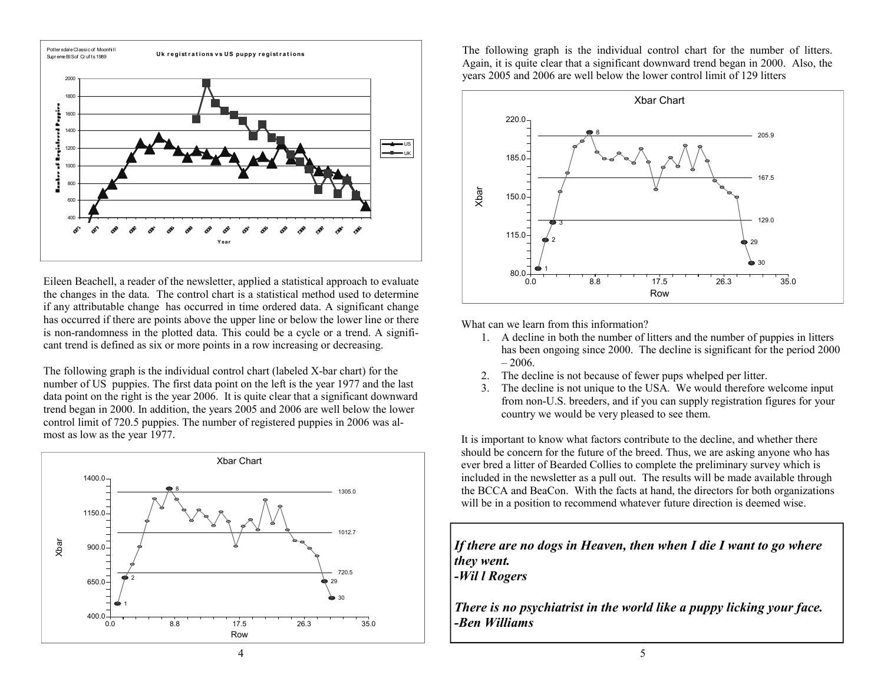Pottersdale Classic of Moonhill
Supreme BIS of Crufts 1989

**Uk registrations vs US puppy registrations**

Eileen Beachell, a reader of the newsletter, applied a statistical approach to evaluate the changes in the data. The control chart is a statistical method used to determine if any attributable change has occurred in time ordered data. A significant change has occurred if there are points above the upper line or below the lower line or there is non-randomness in the plotted data. This could be a cycle or a trend. A significant trend is defined as six or more points in a row increasing or decreasing.

The following graph is the individual control chart (labeled X-bar chart) for the number of US puppies. The first data point on the left is the year 1977 and the last data point on the right is the year 2006. It is quite clear that a significant downward trend began in 2000. In addition, the years 2005 and 2006 are well below the lower control limit of 720.5 puppies. The number of registered puppies in 2006 was almost as low as the year 1977.

The following graph is the individual control chart for the number of litters. Again, it is quite clear that a significant downward trend began in 2000. Also, the years 2005 and 2006 are well below the lower control limit of 129 litters

What can we learn from this information?

1. A decline in both the number of litters and the number of puppies in litters has been ongoing since 2000. The decline is significant for the period 2000 – 2006.
2. The decline is not because of fewer pups whelped per litter.
3. The decline is not unique to the USA. We would therefore welcome input from non-U.S. breeders, and if you can supply registration figures for your country we would be very pleased to see them.

It is important to know what factors contribute to the decline, and whether there should be concern for the future of the breed. Thus, we are asking anyone who has ever bred a litter of Bearded Collies to complete the preliminary survey which is included in the newsletter as a pull out. The results will be made available through the BCCA and BeaCon. With the facts at hand, the directors for both organizations will be in a position to recommend whatever future direction is deemed wise.

***If there are no dogs in Heaven, then when I die I want to go where they went.***
***-Wil l Rogers***

***There is no psychiatrist in the world like a puppy licking your face.***
***-Ben Williams***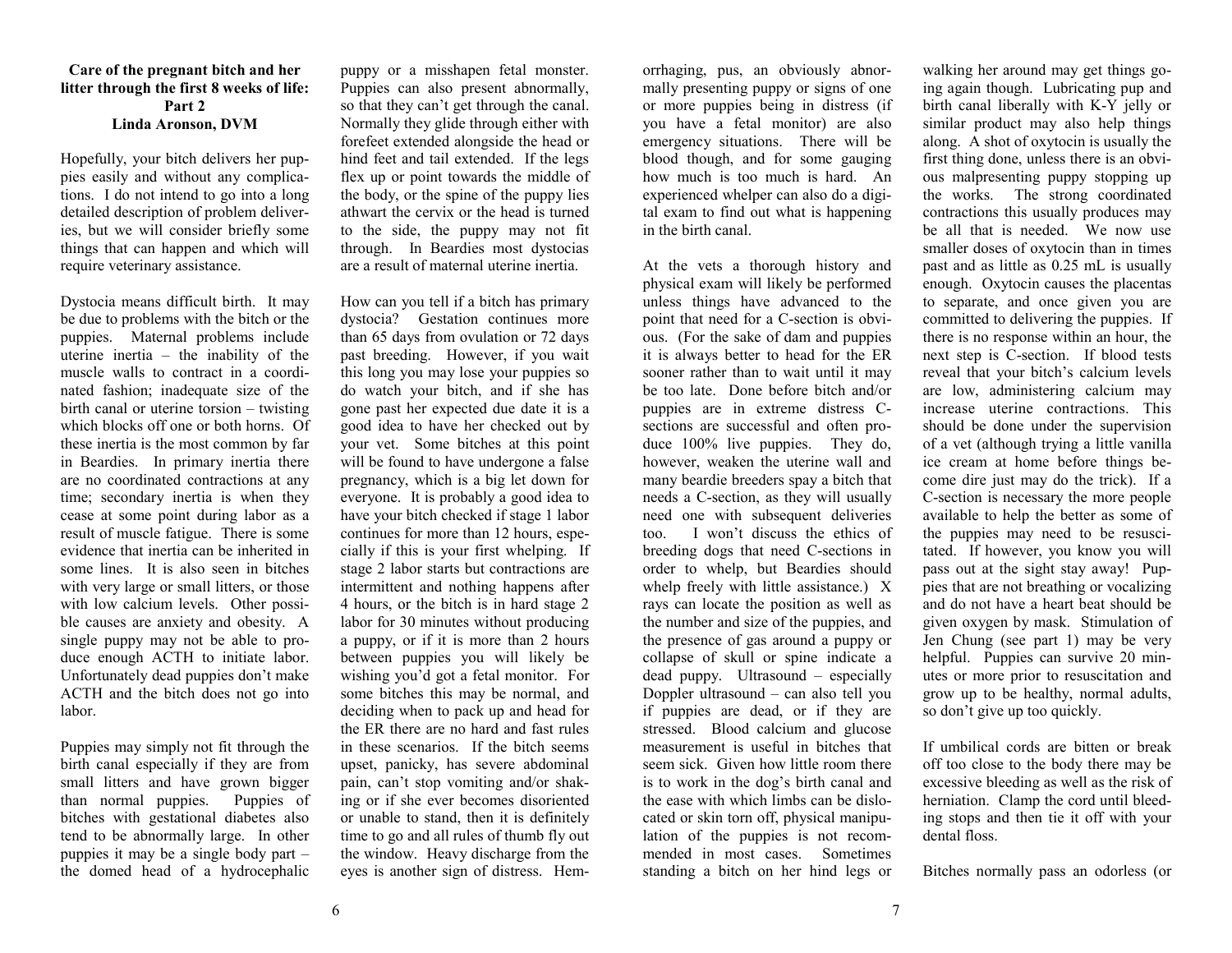**Care of the pregnant bitch and her litter through the first 8 weeks of life: Part 2**
**Linda Aronson, DVM**

Hopefully, your bitch delivers her puppies easily and without any complications. I do not intend to go into a long detailed description of problem deliveries, but we will consider briefly some things that can happen and which will require veterinary assistance.

Dystocia means difficult birth. It may be due to problems with the bitch or the puppies. Maternal problems include uterine inertia – the inability of the muscle walls to contract in a coordinated fashion; inadequate size of the birth canal or uterine torsion – twisting which blocks off one or both horns. Of these inertia is the most common by far in Beardies. In primary inertia there are no coordinated contractions at any time; secondary inertia is when they cease at some point during labor as a result of muscle fatigue. There is some evidence that inertia can be inherited in some lines. It is also seen in bitches with very large or small litters, or those with low calcium levels. Other possible causes are anxiety and obesity. A single puppy may not be able to produce enough ACTH to initiate labor. Unfortunately dead puppies don't make ACTH and the bitch does not go into labor.

Puppies may simply not fit through the birth canal especially if they are from small litters and have grown bigger than normal puppies. Puppies of bitches with gestational diabetes also tend to be abnormally large. In other puppies it may be a single body part – the domed head of a hydrocephalic puppy or a misshapen fetal monster. Puppies can also present abnormally, so that they can't get through the canal. Normally they glide through either with forefeet extended alongside the head or hind feet and tail extended. If the legs flex up or point towards the middle of the body, or the spine of the puppy lies athwart the cervix or the head is turned to the side, the puppy may not fit through. In Beardies most dystocias are a result of maternal uterine inertia.

How can you tell if a bitch has primary dystocia? Gestation continues more than 65 days from ovulation or 72 days past breeding. However, if you wait this long you may lose your puppies so do watch your bitch, and if she has gone past her expected due date it is a good idea to have her checked out by your vet. Some bitches at this point will be found to have undergone a false pregnancy, which is a big let down for everyone. It is probably a good idea to have your bitch checked if stage 1 labor continues for more than 12 hours, especially if this is your first whelping. If stage 2 labor starts but contractions are intermittent and nothing happens after 4 hours, or the bitch is in hard stage 2 labor for 30 minutes without producing a puppy, or if it is more than 2 hours between puppies you will likely be wishing you'd got a fetal monitor. For some bitches this may be normal, and deciding when to pack up and head for the ER there are no hard and fast rules in these scenarios. If the bitch seems upset, panicky, has severe abdominal pain, can't stop vomiting and/or shaking or if she ever becomes disoriented or unable to stand, then it is definitely time to go and all rules of thumb fly out the window. Heavy discharge from the eyes is another sign of distress. Hemorrhaging, pus, an obviously abnormally presenting puppy or signs of one or more puppies being in distress (if you have a fetal monitor) are also emergency situations. There will be blood though, and for some gauging how much is too much is hard. An experienced whelper can also do a digital exam to find out what is happening in the birth canal.

At the vets a thorough history and physical exam will likely be performed unless things have advanced to the point that need for a C-section is obvious. (For the sake of dam and puppies it is always better to head for the ER sooner rather than to wait until it may be too late. Done before bitch and/or puppies are in extreme distress C-sections are successful and often produce 100% live puppies. They do, however, weaken the uterine wall and many beardie breeders spay a bitch that needs a C-section, as they will usually need one with subsequent deliveries too. I won't discuss the ethics of breeding dogs that need C-sections in order to whelp, but Beardies should whelp freely with little assistance.) X rays can locate the position as well as the number and size of the puppies, and the presence of gas around a puppy or collapse of skull or spine indicate a dead puppy. Ultrasound – especially Doppler ultrasound – can also tell you if puppies are dead, or if they are stressed. Blood calcium and glucose measurement is useful in bitches that seem sick. Given how little room there is to work in the dog's birth canal and the ease with which limbs can be dislocated or skin torn off, physical manipulation of the puppies is not recommended in most cases. Sometimes standing a bitch on her hind legs or walking her around may get things going again though. Lubricating pup and birth canal liberally with K-Y jelly or similar product may also help things along. A shot of oxytocin is usually the first thing done, unless there is an obvious malpresenting puppy stopping up the works. The strong coordinated contractions this usually produces may be all that is needed. We now use smaller doses of oxytocin than in times past and as little as 0.25 mL is usually enough. Oxytocin causes the placentas to separate, and once given you are committed to delivering the puppies. If there is no response within an hour, the next step is C-section. If blood tests reveal that your bitch's calcium levels are low, administering calcium may increase uterine contractions. This should be done under the supervision of a vet (although trying a little vanilla ice cream at home before things become dire just may do the trick). If a C-section is necessary the more people available to help the better as some of the puppies may need to be resuscitated. If however, you know you will pass out at the sight stay away! Puppies that are not breathing or vocalizing and do not have a heart beat should be given oxygen by mask. Stimulation of Jen Chung (see part 1) may be very helpful. Puppies can survive 20 minutes or more prior to resuscitation and grow up to be healthy, normal adults, so don't give up too quickly.

If umbilical cords are bitten or break off too close to the body there may be excessive bleeding as well as the risk of herniation. Clamp the cord until bleeding stops and then tie it off with your dental floss.

Bitches normally pass an odorless (or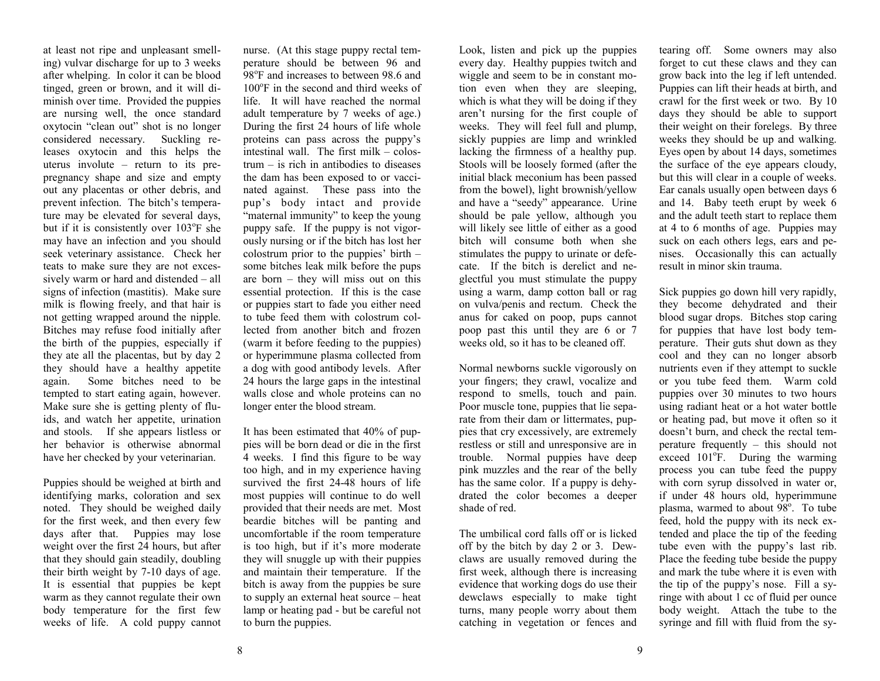at least not ripe and unpleasant smelling) vulvar discharge for up to 3 weeks after whelping. In color it can be blood tinged, green or brown, and it will diminish over time. Provided the puppies are nursing well, the once standard oxytocin "clean out" shot is no longer considered necessary. Suckling releases oxytocin and this helps the uterus involute – return to its pre-pregnancy shape and size and empty out any placentas or other debris, and prevent infection. The bitch's temperature may be elevated for several days, but if it is consistently over 103°F she may have an infection and you should seek veterinary assistance. Check her teats to make sure they are not excessively warm or hard and distended – all signs of infection (mastitis). Make sure milk is flowing freely, and that hair is not getting wrapped around the nipple. Bitches may refuse food initially after the birth of the puppies, especially if they ate all the placentas, but by day 2 they should have a healthy appetite again. Some bitches need to be tempted to start eating again, however. Make sure she is getting plenty of fluids, and watch her appetite, urination and stools. If she appears listless or her behavior is otherwise abnormal have her checked by your veterinarian.

Puppies should be weighed at birth and identifying marks, coloration and sex noted. They should be weighed daily for the first week, and then every few days after that. Puppies may lose weight over the first 24 hours, but after that they should gain steadily, doubling their birth weight by 7-10 days of age. It is essential that puppies be kept warm as they cannot regulate their own body temperature for the first few weeks of life. A cold puppy cannot nurse. (At this stage puppy rectal temperature should be between 96 and 98°F and increases to between 98.6 and 100°F in the second and third weeks of life. It will have reached the normal adult temperature by 7 weeks of age.) During the first 24 hours of life whole proteins can pass across the puppy's intestinal wall. The first milk – colostrum – is rich in antibodies to diseases the dam has been exposed to or vaccinated against. These pass into the pup's body intact and provide "maternal immunity" to keep the young puppy safe. If the puppy is not vigorously nursing or if the bitch has lost her colostrum prior to the puppies' birth – some bitches leak milk before the pups are born – they will miss out on this essential protection. If this is the case or puppies start to fade you either need to tube feed them with colostrum collected from another bitch and frozen (warm it before feeding to the puppies) or hyperimmune plasma collected from a dog with good antibody levels. After 24 hours the large gaps in the intestinal walls close and whole proteins can no longer enter the blood stream.

It has been estimated that 40% of puppies will be born dead or die in the first 4 weeks. I find this figure to be way too high, and in my experience having survived the first 24-48 hours of life most puppies will continue to do well provided that their needs are met. Most beardie bitches will be panting and uncomfortable if the room temperature is too high, but if it's more moderate they will snuggle up with their puppies and maintain their temperature. If the bitch is away from the puppies be sure to supply an external heat source – heat lamp or heating pad - but be careful not to burn the puppies.

Look, listen and pick up the puppies every day. Healthy puppies twitch and wiggle and seem to be in constant motion even when they are sleeping, which is what they will be doing if they aren't nursing for the first couple of weeks. They will feel full and plump, sickly puppies are limp and wrinkled lacking the firmness of a healthy pup. Stools will be loosely formed (after the initial black meconium has been passed from the bowel), light brownish/yellow and have a "seedy" appearance. Urine should be pale yellow, although you will likely see little of either as a good bitch will consume both when she stimulates the puppy to urinate or defecate. If the bitch is derelict and neglectful you must stimulate the puppy using a warm, damp cotton ball or rag on vulva/penis and rectum. Check the anus for caked on poop, pups cannot poop past this until they are 6 or 7 weeks old, so it has to be cleaned off.

Normal newborns suckle vigorously on your fingers; they crawl, vocalize and respond to smells, touch and pain. Poor muscle tone, puppies that lie separate from their dam or littermates, puppies that cry excessively, are extremely restless or still and unresponsive are in trouble. Normal puppies have deep pink muzzles and the rear of the belly has the same color. If a puppy is dehydrated the color becomes a deeper shade of red.

The umbilical cord falls off or is licked off by the bitch by day 2 or 3. Dewclaws are usually removed during the first week, although there is increasing evidence that working dogs do use their dewclaws especially to make tight turns, many people worry about them catching in vegetation or fences and tearing off. Some owners may also forget to cut these claws and they can grow back into the leg if left untended. Puppies can lift their heads at birth, and crawl for the first week or two. By 10 days they should be able to support their weight on their forelegs. By three weeks they should be up and walking. Eyes open by about 14 days, sometimes the surface of the eye appears cloudy, but this will clear in a couple of weeks. Ear canals usually open between days 6 and 14. Baby teeth erupt by week 6 and the adult teeth start to replace them at 4 to 6 months of age. Puppies may suck on each others legs, ears and penises. Occasionally this can actually result in minor skin trauma.

Sick puppies go down hill very rapidly, they become dehydrated and their blood sugar drops. Bitches stop caring for puppies that have lost body temperature. Their guts shut down as they cool and they can no longer absorb nutrients even if they attempt to suckle or you tube feed them. Warm cold puppies over 30 minutes to two hours using radiant heat or a hot water bottle or heating pad, but move it often so it doesn't burn, and check the rectal temperature frequently – this should not exceed 101°F. During the warming process you can tube feed the puppy with corn syrup dissolved in water or, if under 48 hours old, hyperimmune plasma, warmed to about 98°. To tube feed, hold the puppy with its neck extended and place the tip of the feeding tube even with the puppy's last rib. Place the feeding tube beside the puppy and mark the tube where it is even with the tip of the puppy's nose. Fill a syringe with about 1 cc of fluid per ounce body weight. Attach the tube to the syringe and fill with fluid from the sy-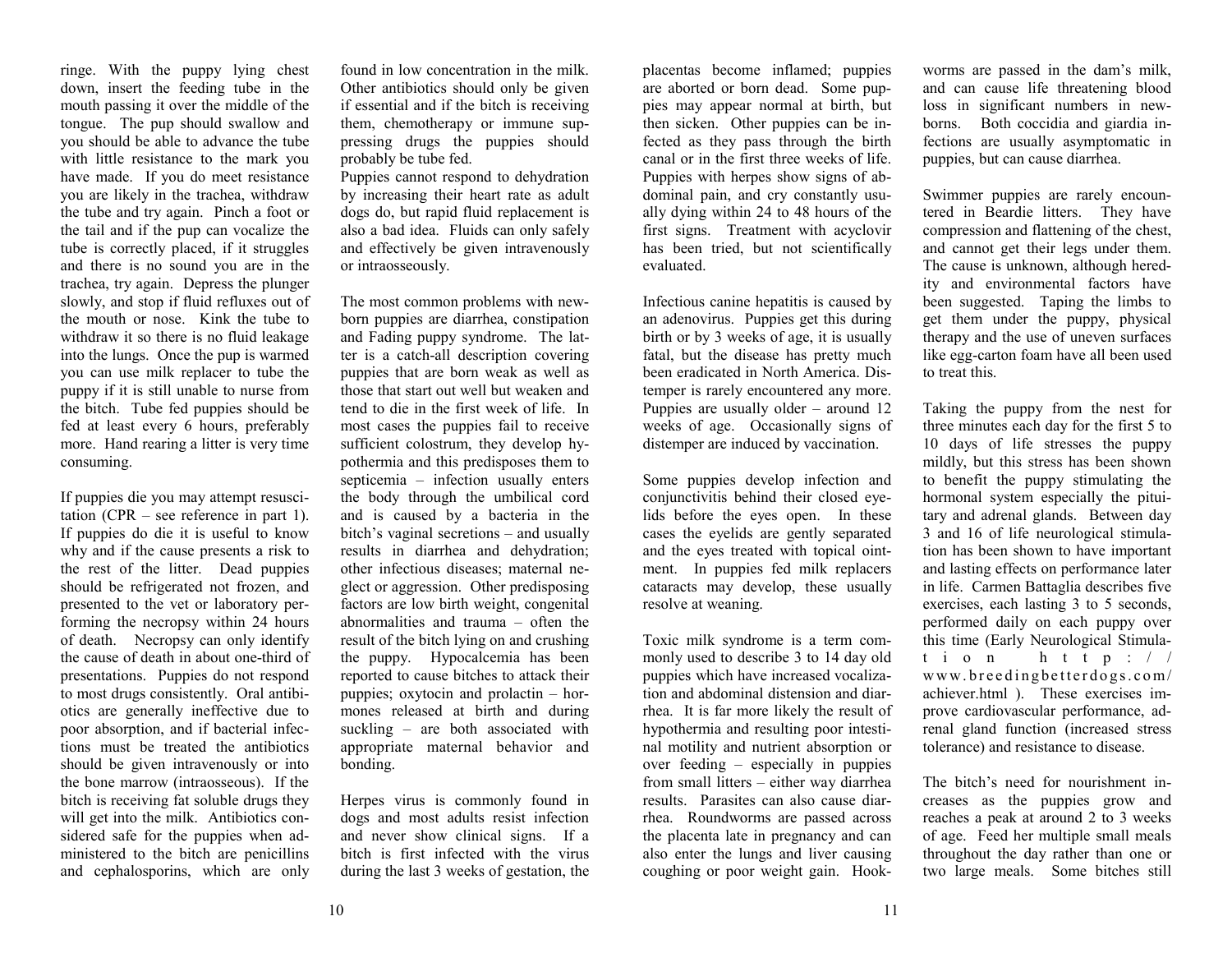ringe. With the puppy lying chest down, insert the feeding tube in the mouth passing it over the middle of the tongue. The pup should swallow and you should be able to advance the tube with little resistance to the mark you have made. If you do meet resistance you are likely in the trachea, withdraw the tube and try again. Pinch a foot or the tail and if the pup can vocalize the tube is correctly placed, if it struggles and there is no sound you are in the trachea, try again. Depress the plunger slowly, and stop if fluid refluxes out of the mouth or nose. Kink the tube to withdraw it so there is no fluid leakage into the lungs. Once the pup is warmed you can use milk replacer to tube the puppy if it is still unable to nurse from the bitch. Tube fed puppies should be fed at least every 6 hours, preferably more. Hand rearing a litter is very time consuming.

If puppies die you may attempt resuscitation (CPR – see reference in part 1). If puppies do die it is useful to know why and if the cause presents a risk to the rest of the litter. Dead puppies should be refrigerated not frozen, and presented to the vet or laboratory performing the necropsy within 24 hours of death. Necropsy can only identify the cause of death in about one-third of presentations. Puppies do not respond to most drugs consistently. Oral antibiotics are generally ineffective due to poor absorption, and if bacterial infections must be treated the antibiotics should be given intravenously or into the bone marrow (intraosseous). If the bitch is receiving fat soluble drugs they will get into the milk. Antibiotics considered safe for the puppies when administered to the bitch are penicillins and cephalosporins, which are only found in low concentration in the milk. Other antibiotics should only be given if essential and if the bitch is receiving them, chemotherapy or immune suppressing drugs the puppies should probably be tube fed.
Puppies cannot respond to dehydration by increasing their heart rate as adult dogs do, but rapid fluid replacement is also a bad idea. Fluids can only safely and effectively be given intravenously or intraosseously.

The most common problems with newborn puppies are diarrhea, constipation and Fading puppy syndrome. The latter is a catch-all description covering puppies that are born weak as well as those that start out well but weaken and tend to die in the first week of life. In most cases the puppies fail to receive sufficient colostrum, they develop hypothermia and this predisposes them to septicemia – infection usually enters the body through the umbilical cord and is caused by a bacteria in the bitch's vaginal secretions – and usually results in diarrhea and dehydration; other infectious diseases; maternal neglect or aggression. Other predisposing factors are low birth weight, congenital abnormalities and trauma – often the result of the bitch lying on and crushing the puppy. Hypocalcemia has been reported to cause bitches to attack their puppies; oxytocin and prolactin – hormones released at birth and during suckling – are both associated with appropriate maternal behavior and bonding.

Herpes virus is commonly found in dogs and most adults resist infection and never show clinical signs. If a bitch is first infected with the virus during the last 3 weeks of gestation, the placentas become inflamed; puppies are aborted or born dead. Some puppies may appear normal at birth, but then sicken. Other puppies can be infected as they pass through the birth canal or in the first three weeks of life. Puppies with herpes show signs of abdominal pain, and cry constantly usually dying within 24 to 48 hours of the first signs. Treatment with acyclovir has been tried, but not scientifically evaluated.

Infectious canine hepatitis is caused by an adenovirus. Puppies get this during birth or by 3 weeks of age, it is usually fatal, but the disease has pretty much been eradicated in North America. Distemper is rarely encountered any more. Puppies are usually older – around 12 weeks of age. Occasionally signs of distemper are induced by vaccination.

Some puppies develop infection and conjunctivitis behind their closed eyelids before the eyes open. In these cases the eyelids are gently separated and the eyes treated with topical ointment. In puppies fed milk replacers cataracts may develop, these usually resolve at weaning.

Toxic milk syndrome is a term commonly used to describe 3 to 14 day old puppies which have increased vocalization and abdominal distension and diarrhea. It is far more likely the result of hypothermia and resulting poor intestinal motility and nutrient absorption or over feeding – especially in puppies from small litters – either way diarrhea results. Parasites can also cause diarrhea. Roundworms are passed across the placenta late in pregnancy and can also enter the lungs and liver causing coughing or poor weight gain. Hookworms are passed in the dam's milk, and can cause life threatening blood loss in significant numbers in newborns. Both coccidia and giardia infections are usually asymptomatic in puppies, but can cause diarrhea.

Swimmer puppies are rarely encountered in Beardie litters. They have compression and flattening of the chest, and cannot get their legs under them. The cause is unknown, although heredity and environmental factors have been suggested. Taping the limbs to get them under the puppy, physical therapy and the use of uneven surfaces like egg-carton foam have all been used to treat this.

Taking the puppy from the nest for three minutes each day for the first 5 to 10 days of life stresses the puppy mildly, but this stress has been shown to benefit the puppy stimulating the hormonal system especially the pituitary and adrenal glands. Between day 3 and 16 of life neurological stimulation has been shown to have important and lasting effects on performance later in life. Carmen Battaglia describes five exercises, each lasting 3 to 5 seconds, performed daily on each puppy over this time (Early Neurological Stimulation http://www.breedingbetterdogs.com/achiever.html ). These exercises improve cardiovascular performance, adrenal gland function (increased stress tolerance) and resistance to disease.

The bitch's need for nourishment increases as the puppies grow and reaches a peak at around 2 to 3 weeks of age. Feed her multiple small meals throughout the day rather than one or two large meals. Some bitches still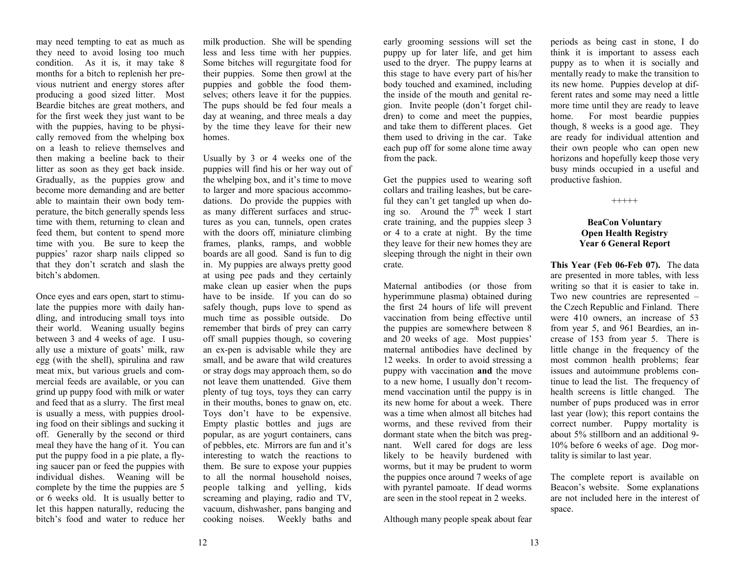may need tempting to eat as much as they need to avoid losing too much condition. As it is, it may take 8 months for a bitch to replenish her previous nutrient and energy stores after producing a good sized litter. Most Beardie bitches are great mothers, and for the first week they just want to be with the puppies, having to be physically removed from the whelping box on a leash to relieve themselves and then making a beeline back to their litter as soon as they get back inside. Gradually, as the puppies grow and become more demanding and are better able to maintain their own body temperature, the bitch generally spends less time with them, returning to clean and feed them, but content to spend more time with you. Be sure to keep the puppies' razor sharp nails clipped so that they don't scratch and slash the bitch's abdomen.

Once eyes and ears open, start to stimulate the puppies more with daily handling, and introducing small toys into their world. Weaning usually begins between 3 and 4 weeks of age. I usually use a mixture of goats' milk, raw egg (with the shell), spirulina and raw meat mix, but various gruels and commercial feeds are available, or you can grind up puppy food with milk or water and feed that as a slurry. The first meal is usually a mess, with puppies drooling food on their siblings and sucking it off. Generally by the second or third meal they have the hang of it. You can put the puppy food in a pie plate, a flying saucer pan or feed the puppies with individual dishes. Weaning will be complete by the time the puppies are 5 or 6 weeks old. It is usually better to let this happen naturally, reducing the bitch's food and water to reduce her milk production. She will be spending less and less time with her puppies. Some bitches will regurgitate food for their puppies. Some then growl at the puppies and gobble the food themselves; others leave it for the puppies. The pups should be fed four meals a day at weaning, and three meals a day by the time they leave for their new homes.

Usually by 3 or 4 weeks one of the puppies will find his or her way out of the whelping box, and it's time to move to larger and more spacious accommodations. Do provide the puppies with as many different surfaces and structures as you can, tunnels, open crates with the doors off, miniature climbing frames, planks, ramps, and wobble boards are all good. Sand is fun to dig in. My puppies are always pretty good at using pee pads and they certainly make clean up easier when the pups have to be inside. If you can do so safely though, pups love to spend as much time as possible outside. Do remember that birds of prey can carry off small puppies though, so covering an ex-pen is advisable while they are small, and be aware that wild creatures or stray dogs may approach them, so do not leave them unattended. Give them plenty of tug toys, toys they can carry in their mouths, bones to gnaw on, etc. Toys don't have to be expensive. Empty plastic bottles and jugs are popular, as are yogurt containers, cans of pebbles, etc. Mirrors are fun and it's interesting to watch the reactions to them. Be sure to expose your puppies to all the normal household noises, people talking and yelling, kids screaming and playing, radio and TV, vacuum, dishwasher, pans banging and cooking noises. Weekly baths and early grooming sessions will set the puppy up for later life, and get him used to the dryer. The puppy learns at this stage to have every part of his/her body touched and examined, including the inside of the mouth and genital region. Invite people (don't forget children) to come and meet the puppies, and take them to different places. Get them used to driving in the car. Take each pup off for some alone time away from the pack.

Get the puppies used to wearing soft collars and trailing leashes, but be careful they can't get tangled up when doing so. Around the 7th week I start crate training, and the puppies sleep 3 or 4 to a crate at night. By the time they leave for their new homes they are sleeping through the night in their own crate.

Maternal antibodies (or those from hyperimmune plasma) obtained during the first 24 hours of life will prevent vaccination from being effective until the puppies are somewhere between 8 and 20 weeks of age. Most puppies' maternal antibodies have declined by 12 weeks. In order to avoid stressing a puppy with vaccination **and** the move to a new home, I usually don't recommend vaccination until the puppy is in its new home for about a week. There was a time when almost all bitches had worms, and these revived from their dormant state when the bitch was pregnant. Well cared for dogs are less likely to be heavily burdened with worms, but it may be prudent to worm the puppies once around 7 weeks of age with pyrantel pamoate. If dead worms are seen in the stool repeat in 2 weeks.

Although many people speak about fear periods as being cast in stone, I do think it is important to assess each puppy as to when it is socially and mentally ready to make the transition to its new home. Puppies develop at different rates and some may need a little more time until they are ready to leave home. For most beardie puppies though, 8 weeks is a good age. They are ready for individual attention and their own people who can open new horizons and hopefully keep those very busy minds occupied in a useful and productive fashion.

+++++

### BeaCon Voluntary Open Health Registry Year 6 General Report

**This Year (Feb 06-Feb 07).** The data are presented in more tables, with less writing so that it is easier to take in. Two new countries are represented – the Czech Republic and Finland. There were 410 owners, an increase of 53 from year 5, and 961 Beardies, an increase of 153 from year 5. There is little change in the frequency of the most common health problems; fear issues and autoimmune problems continue to lead the list. The frequency of health screens is little changed. The number of pups produced was in error last year (low); this report contains the correct number. Puppy mortality is about 5% stillborn and an additional 9-10% before 6 weeks of age. Dog mortality is similar to last year.

The complete report is available on Beacon's website. Some explanations are not included here in the interest of space.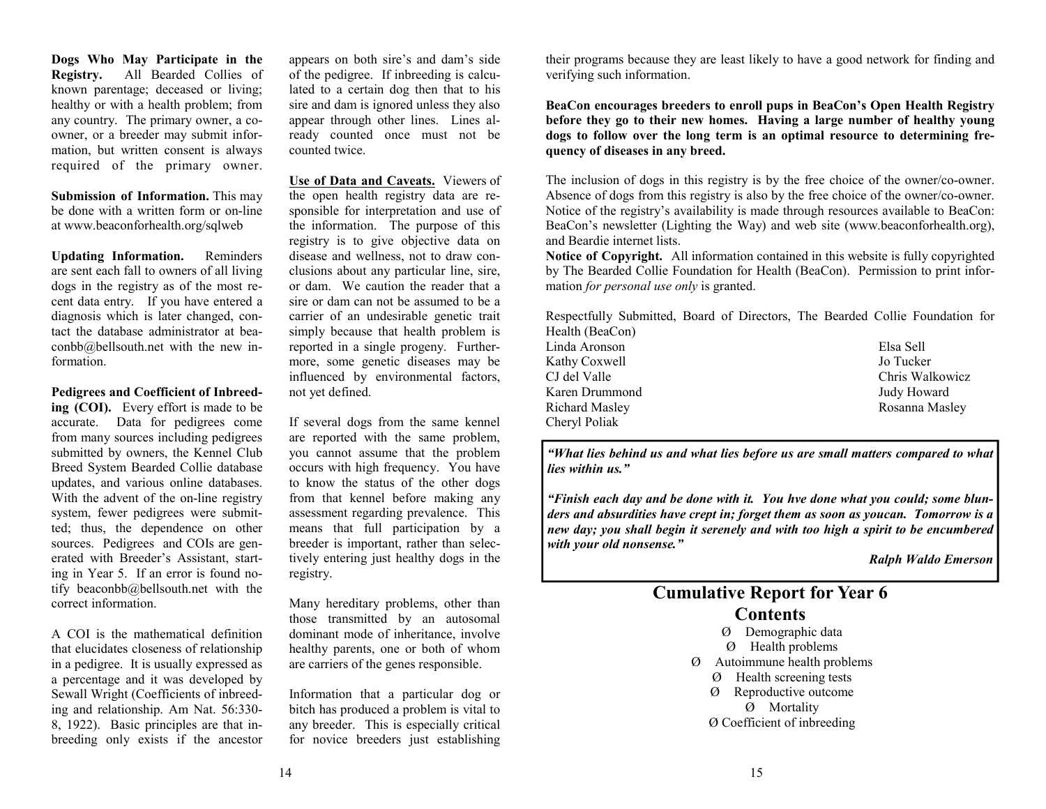**Dogs Who May Participate in the Registry.** All Bearded Collies of known parentage; deceased or living; healthy or with a health problem; from any country. The primary owner, a co-owner, or a breeder may submit information, but written consent is always required of the primary owner.

**Submission of Information.** This may be done with a written form or on-line at www.beaconforhealth.org/sqlweb

**Updating Information.** Reminders are sent each fall to owners of all living dogs in the registry as of the most recent data entry. If you have entered a diagnosis which is later changed, contact the database administrator at beaconbb@bellsouth.net with the new information.

**Pedigrees and Coefficient of Inbreeding (COI).** Every effort is made to be accurate. Data for pedigrees come from many sources including pedigrees submitted by owners, the Kennel Club Breed System Bearded Collie database updates, and various online databases. With the advent of the on-line registry system, fewer pedigrees were submitted; thus, the dependence on other sources. Pedigrees and COIs are generated with Breeder's Assistant, starting in Year 5. If an error is found notify beaconbb@bellsouth.net with the correct information.

A COI is the mathematical definition that elucidates closeness of relationship in a pedigree. It is usually expressed as a percentage and it was developed by Sewall Wright (Coefficients of inbreeding and relationship. Am Nat. 56:330-8, 1922). Basic principles are that inbreeding only exists if the ancestor appears on both sire's and dam's side of the pedigree. If inbreeding is calculated to a certain dog then that to his sire and dam is ignored unless they also appear through other lines. Lines already counted once must not be counted twice.

**Use of Data and Caveats.** Viewers of the open health registry data are responsible for interpretation and use of the information. The purpose of this registry is to give objective data on disease and wellness, not to draw conclusions about any particular line, sire, or dam. We caution the reader that a sire or dam can not be assumed to be a carrier of an undesirable genetic trait simply because that health problem is reported in a single progeny. Furthermore, some genetic diseases may be influenced by environmental factors, not yet defined.

If several dogs from the same kennel are reported with the same problem, you cannot assume that the problem occurs with high frequency. You have to know the status of the other dogs from that kennel before making any assessment regarding prevalence. This means that full participation by a breeder is important, rather than selectively entering just healthy dogs in the registry.

Many hereditary problems, other than those transmitted by an autosomal dominant mode of inheritance, involve healthy parents, one or both of whom are carriers of the genes responsible.

Information that a particular dog or bitch has produced a problem is vital to any breeder. This is especially critical for novice breeders just establishing their programs because they are least likely to have a good network for finding and verifying such information.

**BeaCon encourages breeders to enroll pups in BeaCon's Open Health Registry before they go to their new homes. Having a large number of healthy young dogs to follow over the long term is an optimal resource to determining frequency of diseases in any breed.**

The inclusion of dogs in this registry is by the free choice of the owner/co-owner. Absence of dogs from this registry is also by the free choice of the owner/co-owner. Notice of the registry's availability is made through resources available to BeaCon: BeaCon's newsletter (Lighting the Way) and web site (www.beaconforhealth.org), and Beardie internet lists.

**Notice of Copyright.** All information contained in this website is fully copyrighted by The Bearded Collie Foundation for Health (BeaCon). Permission to print information *for personal use only* is granted.

Respectfully Submitted, Board of Directors, The Bearded Collie Foundation for Health (BeaCon)

Linda Aronson
Kathy Coxwell
CJ del Valle
Karen Drummond
Richard Masley
Cheryl Poliak
Elsa Sell
Jo Tucker
Chris Walkowicz
Judy Howard
Rosanna Masley

***"What lies behind us and what lies before us are small matters compared to what lies within us."***

***"Finish each day and be done with it. You hve done what you could; some blunders and absurdities have crept in; forget them as soon as youcan. Tomorrow is a new day; you shall begin it serenely and with too high a spirit to be encumbered with your old nonsense."***

***Ralph Waldo Emerson***

## Cumulative Report for Year 6

## Contents

- Demographic data
- Health problems
- Autoimmune health problems
- Health screening tests
- Reproductive outcome
- Mortality
- Coefficient of inbreeding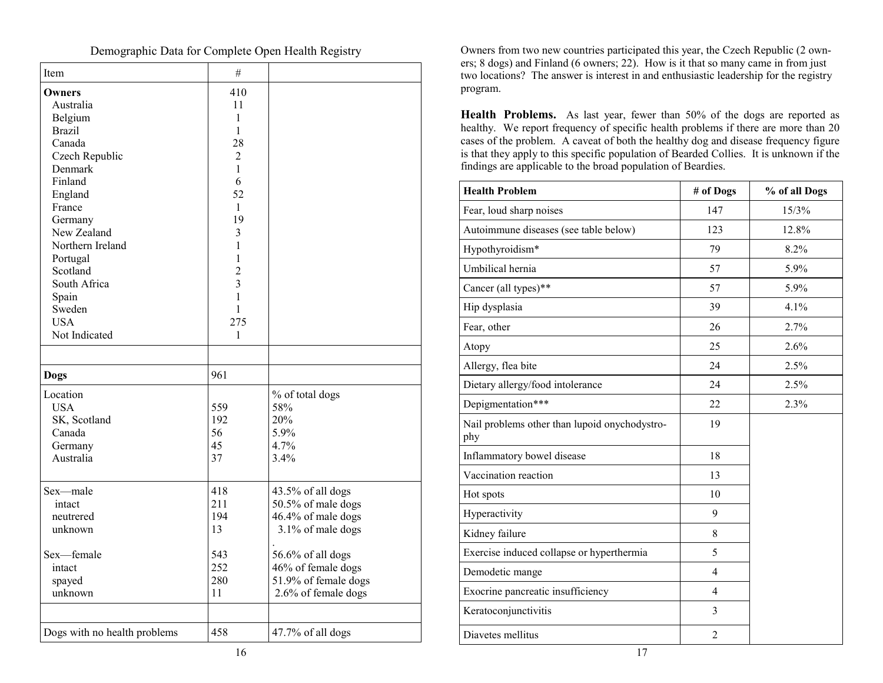Demographic Data for Complete Open Health Registry

| Item | # | |
|---|---|---|
| **Owners** | 410 | |
| Australia | 11 | |
| Belgium | 1 | |
| Brazil | 1 | |
| Canada | 28 | |
| Czech Republic | 2 | |
| Denmark | 1 | |
| Finland | 6 | |
| England | 52 | |
| France | 1 | |
| Germany | 19 | |
| New Zealand | 3 | |
| Northern Ireland | 1 | |
| Portugal | 1 | |
| Scotland | 2 | |
| South Africa | 3 | |
| Spain | 1 | |
| Sweden | 1 | |
| USA | 275 | |
| Not Indicated | 1 | |
| | | |
| **Dogs** | 961 | |
| Location | | % of total dogs |
| USA | 559 | 58% |
| SK, Scotland | 192 | 20% |
| Canada | 56 | 5.9% |
| Germany | 45 | 4.7% |
| Australia | 37 | 3.4% |
| Sex—male | 418 | 43.5% of all dogs |
| intact | 211 | 50.5% of male dogs |
| neutrered | 194 | 46.4% of male dogs |
| unknown | 13 | 3.1% of male dogs |
| Sex—female | 543 | 56.6% of all dogs |
| intact | 252 | 46% of female dogs |
| spayed | 280 | 51.9% of female dogs |
| unknown | 11 | 2.6% of female dogs |
| | | |
| Dogs with no health problems | 458 | 47.7% of all dogs |

Owners from two new countries participated this year, the Czech Republic (2 owners; 8 dogs) and Finland (6 owners; 22). How is it that so many came in from just two locations? The answer is interest in and enthusiastic leadership for the registry program.

**Health Problems.** As last year, fewer than 50% of the dogs are reported as healthy. We report frequency of specific health problems if there are more than 20 cases of the problem. A caveat of both the healthy dog and disease frequency figure is that they apply to this specific population of Bearded Collies. It is unknown if the findings are applicable to the broad population of Beardies.

| Health Problem | # of Dogs | % of all Dogs |
|---|---|---|
| Fear, loud sharp noises | 147 | 15/3% |
| Autoimmune diseases (see table below) | 123 | 12.8% |
| Hypothyroidism* | 79 | 8.2% |
| Umbilical hernia | 57 | 5.9% |
| Cancer (all types)** | 57 | 5.9% |
| Hip dysplasia | 39 | 4.1% |
| Fear, other | 26 | 2.7% |
| Atopy | 25 | 2.6% |
| Allergy, flea bite | 24 | 2.5% |
| Dietary allergy/food intolerance | 24 | 2.5% |
| Depigmentation*** | 22 | 2.3% |
| Nail problems other than lupoid onychodystrophy | 19 | |
| Inflammatory bowel disease | 18 | |
| Vaccination reaction | 13 | |
| Hot spots | 10 | |
| Hyperactivity | 9 | |
| Kidney failure | 8 | |
| Exercise induced collapse or hyperthermia | 5 | |
| Demodetic mange | 4 | |
| Exocrine pancreatic insufficiency | 4 | |
| Keratoconjunctivitis | 3 | |
| Diavetes mellitus | 2 | |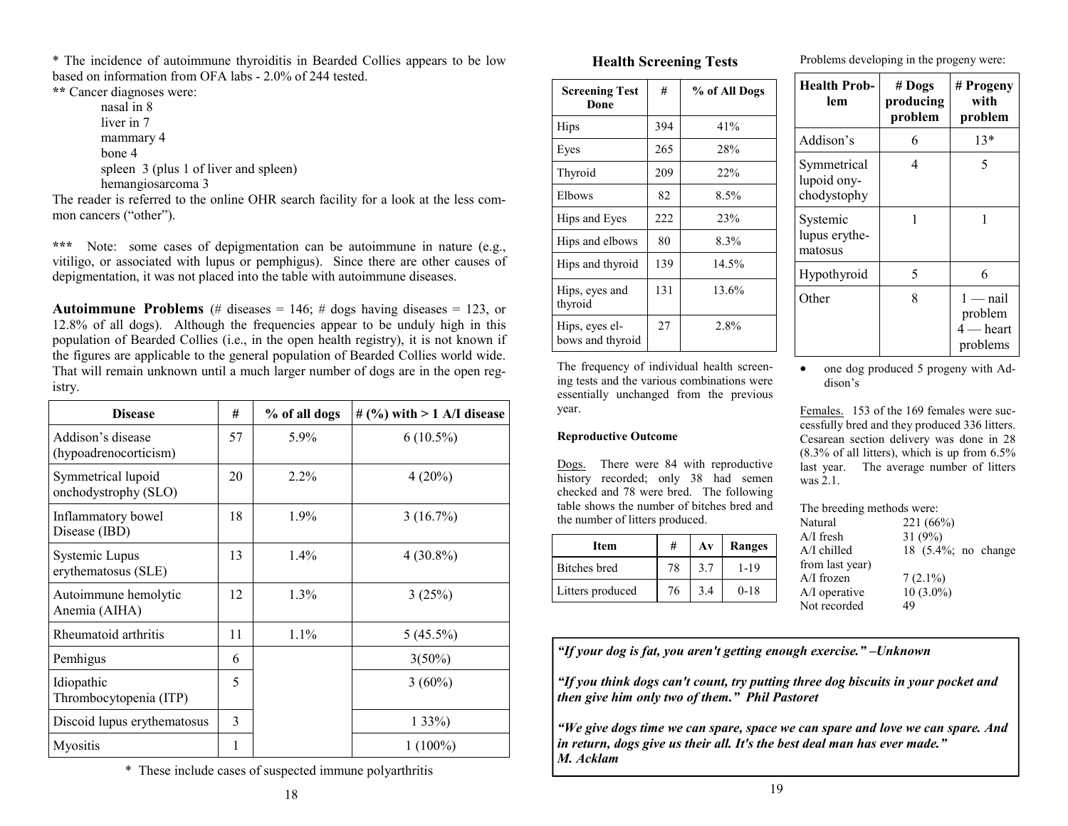* The incidence of autoimmune thyroiditis in Bearded Collies appears to be low based on information from OFA labs - 2.0% of 244 tested.

** Cancer diagnoses were:

- nasal in 8
- liver in 7
- mammary 4
- bone 4
- spleen 3 (plus 1 of liver and spleen)
- hemangiosarcoma 3

The reader is referred to the online OHR search facility for a look at the less common cancers ("other").

*** Note: some cases of depigmentation can be autoimmune in nature (e.g., vitiligo, or associated with lupus or pemphigus). Since there are other causes of depigmentation, it was not placed into the table with autoimmune diseases.

**Autoimmune Problems** (# diseases = 146; # dogs having diseases = 123, or 12.8% of all dogs). Although the frequencies appear to be unduly high in this population of Bearded Collies (i.e., in the open health registry), it is not known if the figures are applicable to the general population of Bearded Collies world wide. That will remain unknown until a much larger number of dogs are in the open registry.

| Disease | # | % of all dogs | # (%) with > 1 A/I disease |
|---|---|---|---|
| Addison's disease (hypoadrenocorticism) | 57 | 5.9% | 6 (10.5%) |
| Symmetrical lupoid onchodystrophy (SLO) | 20 | 2.2% | 4 (20%) |
| Inflammatory bowel Disease (IBD) | 18 | 1.9% | 3 (16.7%) |
| Systemic Lupus erythematosus (SLE) | 13 | 1.4% | 4 (30.8%) |
| Autoimmune hemolytic Anemia (AIHA) | 12 | 1.3% | 3 (25%) |
| Rheumatoid arthritis | 11 | 1.1% | 5 (45.5%) |
| Pemhigus | 6 | | 3(50%) |
| Idiopathic Thrombocytopenia (ITP) | 5 | | 3 (60%) |
| Discoid lupus erythematosus | 3 | | 1 33%) |
| Myositis | 1 | | 1 (100%) |

\* These include cases of suspected immune polyarthritis

## Health Screening Tests

| Screening Test Done | # | % of All Dogs |
|---|---|---|
| Hips | 394 | 41% |
| Eyes | 265 | 28% |
| Thyroid | 209 | 22% |
| Elbows | 82 | 8.5% |
| Hips and Eyes | 222 | 23% |
| Hips and elbows | 80 | 8.3% |
| Hips and thyroid | 139 | 14.5% |
| Hips, eyes and thyroid | 131 | 13.6% |
| Hips, eyes elbows and thyroid | 27 | 2.8% |

The frequency of individual health screening tests and the various combinations were essentially unchanged from the previous year.

### Reproductive Outcome

Dogs. There were 84 with reproductive history recorded; only 38 had semen checked and 78 were bred. The following table shows the number of bitches bred and the number of litters produced.

| Item | # | Av | Ranges |
|---|---|---|---|
| Bitches bred | 78 | 3.7 | 1-19 |
| Litters produced | 76 | 3.4 | 0-18 |

Problems developing in the progeny were:

| Health Problem | # Dogs producing problem | # Progeny with problem |
|---|---|---|
| Addison's | 6 | 13* |
| Symmetrical lupoid onychodystophy | 4 | 5 |
| Systemic lupus erythematosus | 1 | 1 |
| Hypothyroid | 5 | 6 |
| Other | 8 | 1 — nail problem<br>4 — heart problems |

- one dog produced 5 progeny with Addison's

Females. 153 of the 169 females were successfully bred and they produced 336 litters. Cesarean section delivery was done in 28 (8.3% of all litters), which is up from 6.5% last year. The average number of litters was 2.1.

The breeding methods were:

| | |
|---|---|
| Natural | 221 (66%) |
| A/I fresh | 31 (9%) |
| A/I chilled | 18 (5.4%; no change from last year) |
| A/I frozen | 7 (2.1%) |
| A/I operative | 10 (3.0%) |
| Not recorded | 49 |

***"If your dog is fat, you aren't getting enough exercise." –Unknown***

***"If you think dogs can't count, try putting three dog biscuits in your pocket and then give him only two of them." Phil Pastoret***

***"We give dogs time we can spare, space we can spare and love we can spare. And in return, dogs give us their all. It's the best deal man has ever made." M. Acklam***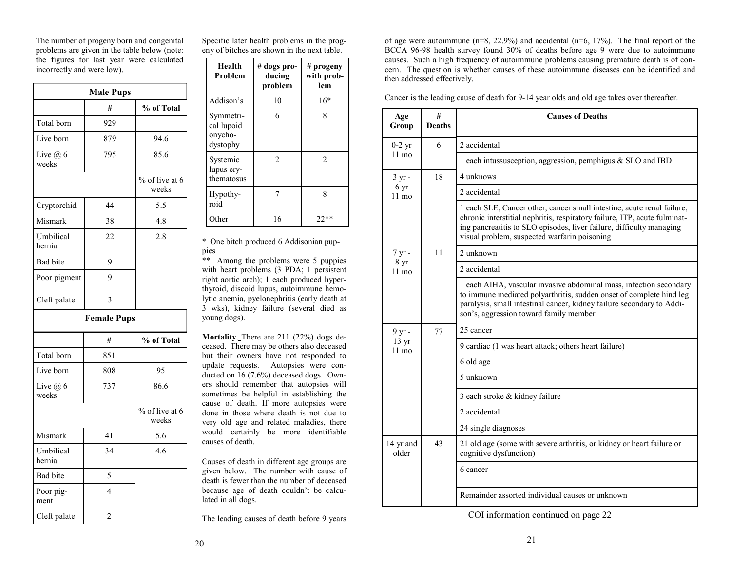The number of progeny born and congenital problems are given in the table below (note: the figures for last year were calculated incorrectly and were low).

| Male Pups | | |
|---|---|---|
| | # | % of Total |
| Total born | 929 | |
| Live born | 879 | 94.6 |
| Live @ 6 weeks | 795 | 85.6 |
| | | % of live at 6 weeks |
| Cryptorchid | 44 | 5.5 |
| Mismark | 38 | 4.8 |
| Umbilical hernia | 22 | 2.8 |
| Bad bite | 9 | |
| Poor pigment | 9 | |
| Cleft palate | 3 | |

| Female Pups | | |
|---|---|---|
| | # | % of Total |
| Total born | 851 | |
| Live born | 808 | 95 |
| Live @ 6 weeks | 737 | 86.6 |
| | | % of live at 6 weeks |
| Mismark | 41 | 5.6 |
| Umbilical hernia | 34 | 4.6 |
| Bad bite | 5 | |
| Poor pigment | 4 | |
| Cleft palate | 2 | |

Specific later health problems in the progeny of bitches are shown in the next table.

| Health Problem | # dogs producing problem | # progeny with problem |
|---|---|---|
| Addison's | 10 | 16* |
| Symmetrical lupoid onychodystophy | 6 | 8 |
| Systemic lupus erythematosus | 2 | 2 |
| Hypothyroid | 7 | 8 |
| Other | 16 | 22** |

\* One bitch produced 6 Addisonian puppies

** Among the problems were 5 puppies with heart problems (3 PDA; 1 persistent right aortic arch); 1 each produced hyperthyroid, discoid lupus, autoimmune hemolytic anemia, pyelonephritis (early death at 3 wks), kidney failure (several died as young dogs).

**Mortality**. There are 211 (22%) dogs deceased. There may be others also deceased but their owners have not responded to update requests. Autopsies were conducted on 16 (7.6%) deceased dogs. Owners should remember that autopsies will sometimes be helpful in establishing the cause of death. If more autopsies were done in those where death is not due to very old age and related maladies, there would certainly be more identifiable causes of death.

Causes of death in different age groups are given below. The number with cause of death is fewer than the number of deceased because age of death couldn't be calculated in all dogs.

The leading causes of death before 9 years of age were autoimmune (n=8, 22.9%) and accidental (n=6, 17%). The final report of the BCCA 96-98 health survey found 30% of deaths before age 9 were due to autoimmune causes. Such a high frequency of autoimmune problems causing premature death is of concern. The question is whether causes of these autoimmune diseases can be identified and then addressed effectively.

Cancer is the leading cause of death for 9-14 year olds and old age takes over thereafter.

| Age Group | # Deaths | Causes of Deaths |
|---|---|---|
| 0-2 yr 11 mo | 6 | 2 accidental |
| | | 1 each intussusception, aggression, pemphigus & SLO and IBD |
| 3 yr - 6 yr 11 mo | 18 | 4 unknows |
| | | 2 accidental |
| | | 1 each SLE, Cancer other, cancer small intestine, acute renal failure, chronic interstitial nephritis, respiratory failure, ITP, acute fulminating pancreatitis to SLO episodes, liver failure, difficulty managing visual problem, suspected warfarin poisoning |
| 7 yr - 8 yr 11 mo | 11 | 2 unknown |
| | | 2 accidental |
| | | 1 each AIHA, vascular invasive abdominal mass, infection secondary to immune mediated polyarthritis, sudden onset of complete hind leg paralysis, small intestinal cancer, kidney failure secondary to Addison's, aggression toward family member |
| 9 yr - 13 yr 11 mo | 77 | 25 cancer |
| | | 9 cardiac (1 was heart attack; others heart failure) |
| | | 6 old age |
| | | 5 unknown |
| | | 3 each stroke & kidney failure |
| | | 2 accidental |
| | | 24 single diagnoses |
| 14 yr and older | 43 | 21 old age (some with severe arthritis, or kidney or heart failure or cognitive dysfunction) |
| | | 6 cancer |
| | | Remainder assorted individual causes or unknown |

COI information continued on page 22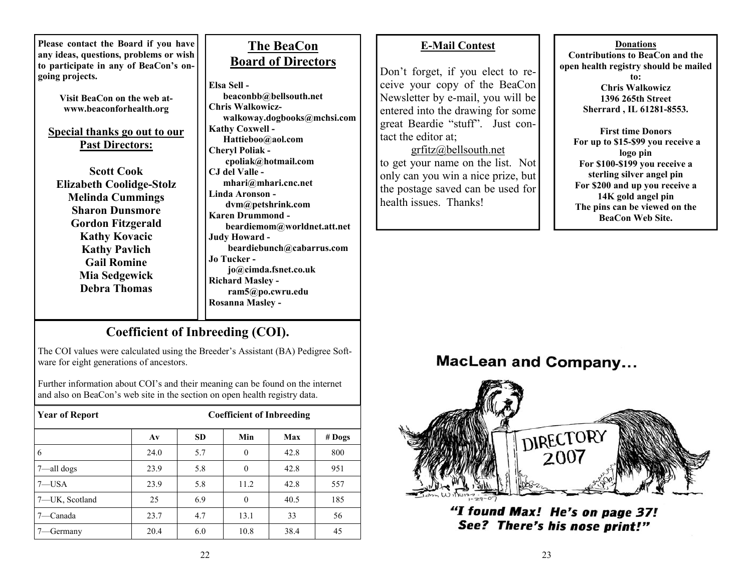**Please contact the Board if you have any ideas, questions, problems or wish to participate in any of BeaCon's on-going projects.**

**Visit BeaCon on the web at- www.beaconforhealth.org**

**Special thanks go out to our Past Directors:**

**Scott Cook**
**Elizabeth Coolidge-Stolz**
**Melinda Cummings**
**Sharon Dunsmore**
**Gordon Fitzgerald**
**Kathy Kovacic**
**Kathy Pavlich**
**Gail Romine**
**Mia Sedgewick**
**Debra Thomas**

## The BeaCon Board of Directors

**Elsa Sell -**
**beaconbb@bellsouth.net**
**Chris Walkowicz-**
**walkoway.dogbooks@mchsi.com**
**Kathy Coxwell -**
**Hattieboo@aol.com**
**Cheryl Poliak -**
**cpoliak@hotmail.com**
**CJ del Valle -**
**mhari@mhari.cnc.net**
**Linda Aronson -**
**dvm@petshrink.com**
**Karen Drummond -**
**beardiemom@worldnet.att.net**
**Judy Howard -**
**beardiebunch@cabarrus.com**
**Jo Tucker -**
**jo@cimda.fsnet.co.uk**
**Richard Masley -**
**ram5@po.cwru.edu**
**Rosanna Masley -**

## Coefficient of Inbreeding (COI).

The COI values were calculated using the Breeder's Assistant (BA) Pedigree Software for eight generations of ancestors.

Further information about COI's and their meaning can be found on the internet and also on BeaCon's web site in the section on open health registry data.

| Year of Report | Coefficient of Inbreeding | | | | |
|---|---|---|---|---|---|
| | Av | SD | Min | Max | # Dogs |
| 6 | 24.0 | 5.7 | 0 | 42.8 | 800 |
| 7—all dogs | 23.9 | 5.8 | 0 | 42.8 | 951 |
| 7—USA | 23.9 | 5.8 | 11.2 | 42.8 | 557 |
| 7—UK, Scotland | 25 | 6.9 | 0 | 40.5 | 185 |
| 7—Canada | 23.7 | 4.7 | 13.1 | 33 | 56 |
| 7—Germany | 20.4 | 6.0 | 10.8 | 38.4 | 45 |

## E-Mail Contest

Don't forget, if you elect to receive your copy of the BeaCon Newsletter by e-mail, you will be entered into the drawing for some great Beardie "stuff". Just contact the editor at;

grfitz@bellsouth.net

to get your name on the list. Not only can you win a nice prize, but the postage saved can be used for health issues. Thanks!

**Donations**

**Contributions to BeaCon and the open health registry should be mailed to:**
**Chris Walkowicz**
**1396 265th Street**
**Sherrard , IL 61281-8553.**

**First time Donors**
**For up to $15-$99 you receive a logo pin**
**For $100-$199 you receive a sterling silver angel pin**
**For $200 and up you receive a 14K gold angel pin**
**The pins can be viewed on the BeaCon Web Site.**

**MacLean and Company…**

***"I found Max! He's on page 37! See? There's his nose print!"***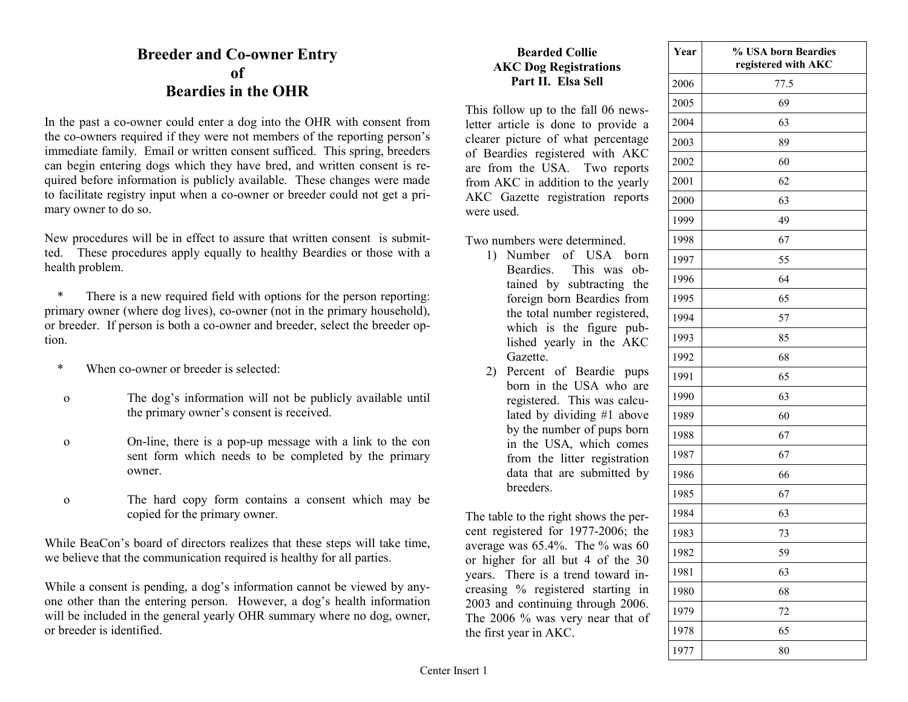# Breeder and Co-owner Entry of Beardies in the OHR

In the past a co-owner could enter a dog into the OHR with consent from the co-owners required if they were not members of the reporting person's immediate family. Email or written consent sufficed. This spring, breeders can begin entering dogs which they have bred, and written consent is required before information is publicly available. These changes were made to facilitate registry input when a co-owner or breeder could not get a primary owner to do so.

New procedures will be in effect to assure that written consent is submitted. These procedures apply equally to healthy Beardies or those with a health problem.

* There is a new required field with options for the person reporting: primary owner (where dog lives), co-owner (not in the primary household), or breeder. If person is both a co-owner and breeder, select the breeder option.

* When co-owner or breeder is selected:

  o The dog's information will not be publicly available until the primary owner's consent is received.

  o On-line, there is a pop-up message with a link to the con sent form which needs to be completed by the primary owner.

  o The hard copy form contains a consent which may be copied for the primary owner.

While BeaCon's board of directors realizes that these steps will take time, we believe that the communication required is healthy for all parties.

While a consent is pending, a dog's information cannot be viewed by anyone other than the entering person. However, a dog's health information will be included in the general yearly OHR summary where no dog, owner, or breeder is identified.

# Bearded Collie AKC Dog Registrations Part II. Elsa Sell

This follow up to the fall 06 newsletter article is done to provide a clearer picture of what percentage of Beardies registered with AKC are from the USA. Two reports from AKC in addition to the yearly AKC Gazette registration reports were used.

Two numbers were determined.

1) Number of USA born Beardies. This was obtained by subtracting the foreign born Beardies from the total number registered, which is the figure published yearly in the AKC Gazette.
2) Percent of Beardie pups born in the USA who are registered. This was calculated by dividing #1 above by the number of pups born in the USA, which comes from the litter registration data that are submitted by breeders.

The table to the right shows the percent registered for 1977-2006; the average was 65.4%. The % was 60 or higher for all but 4 of the 30 years. There is a trend toward increasing % registered starting in 2003 and continuing through 2006. The 2006 % was very near that of the first year in AKC.

| Year | % USA born Beardies registered with AKC |
|---|---|
| 2006 | 77.5 |
| 2005 | 69 |
| 2004 | 63 |
| 2003 | 89 |
| 2002 | 60 |
| 2001 | 62 |
| 2000 | 63 |
| 1999 | 49 |
| 1998 | 67 |
| 1997 | 55 |
| 1996 | 64 |
| 1995 | 65 |
| 1994 | 57 |
| 1993 | 85 |
| 1992 | 68 |
| 1991 | 65 |
| 1990 | 63 |
| 1989 | 60 |
| 1988 | 67 |
| 1987 | 67 |
| 1986 | 66 |
| 1985 | 67 |
| 1984 | 63 |
| 1983 | 73 |
| 1982 | 59 |
| 1981 | 63 |
| 1980 | 68 |
| 1979 | 72 |
| 1978 | 65 |
| 1977 | 80 |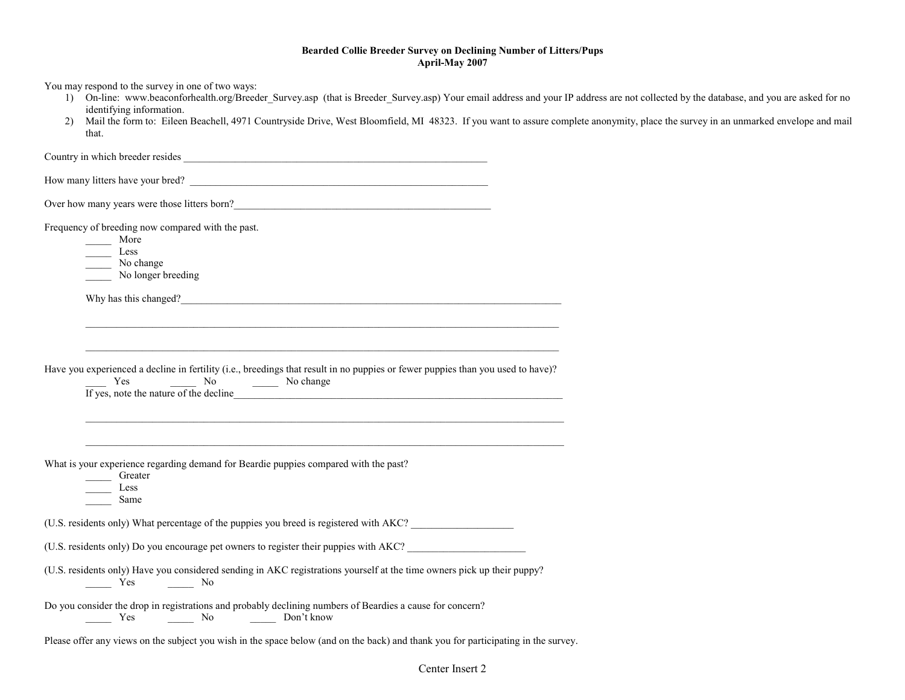**Bearded Collie Breeder Survey on Declining Number of Litters/Pups**
**April-May 2007**

You may respond to the survey in one of two ways:

1) On-line: www.beaconforhealth.org/Breeder_Survey.asp (that is Breeder_Survey.asp) Your email address and your IP address are not collected by the database, and you are asked for no identifying information.
2) Mail the form to: Eileen Beachell, 4971 Countryside Drive, West Bloomfield, MI 48323. If you want to assure complete anonymity, place the survey in an unmarked envelope and mail that.

Country in which breeder resides ____________________________________________________________

How many litters have your bred? ____________________________________________________________

Over how many years were those litters born?__________________________________________________

Frequency of breeding now compared with the past.

_____ More
_____ Less
_____ No change
_____ No longer breeding

Why has this changed?___________________________________________________________________________

______________________________________________________________________________________________

______________________________________________________________________________________________

Have you experienced a decline in fertility (i.e., breedings that result in no puppies or fewer puppies than you used to have)?

____ Yes _____ No _____ No change

If yes, note the nature of the decline___________________________________________________________________

______________________________________________________________________________________________

______________________________________________________________________________________________

What is your experience regarding demand for Beardie puppies compared with the past?

_____ Greater
_____ Less
_____ Same

(U.S. residents only) What percentage of the puppies you breed is registered with AKC? ____________________

(U.S. residents only) Do you encourage pet owners to register their puppies with AKC? _______________________

(U.S. residents only) Have you considered sending in AKC registrations yourself at the time owners pick up their puppy?

_____ Yes _____ No

Do you consider the drop in registrations and probably declining numbers of Beardies a cause for concern?

_____ Yes _____ No _____ Don't know

Please offer any views on the subject you wish in the space below (and on the back) and thank you for participating in the survey.

Center Insert 2